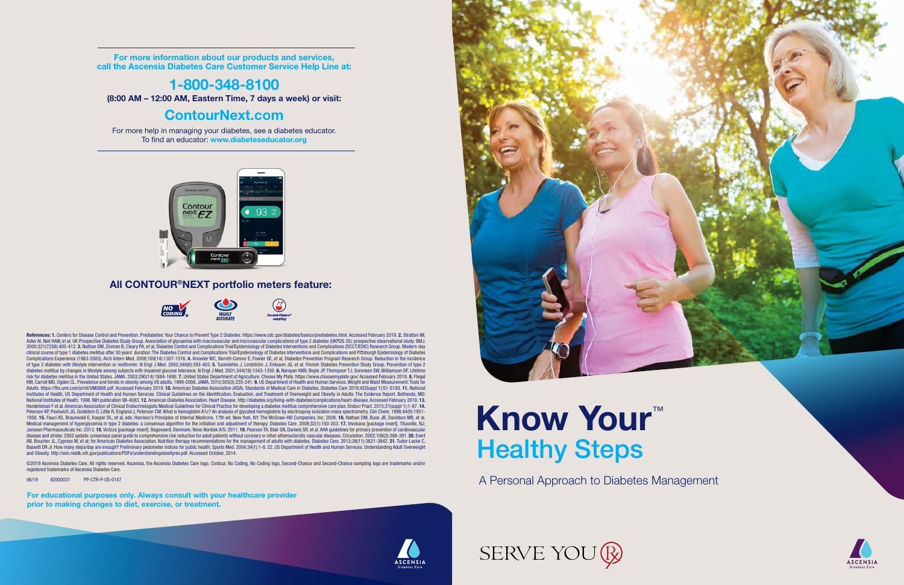**For more information about our products and services, call the Ascensia Diabetes Care Customer Service Help Line at:**

## 1-800-348-8100

**(8:00 AM – 12:00 AM, Eastern Time, 7 days a week) or visit:**

## ContourNext.com

For more help in managing your diabetes, see a diabetes educator. To find an educator: **www.diabeteseducator.org**

### All CONTOUR®NEXT portfolio meters feature:

NO CODING® | HIGHLY ACCURATE | Second-Chance® sampling

**References: 1.** Centers for Disease Control and Prevention. Prediabetes: Your Chance to Prevent Type 2 Diabetes. https://www.cdc.gov/diabetes/basics/prediabetes.html. Accessed February 2019. **2.** Stratton IM, Adler AI, Neil HAW, et al; UK Prospective Diabetes Study Group. Association of glycaemia with macrovascular and microvascular complications of type 2 diabetes (UKPDS 35): prospective observational study. BMJ. 2000;321(7258):405-412. **3.** Nathan DM, Zinman B, Cleary PA, et al; Diabetes Control and Complications Trial/Epidemiology of Diabetes Interventions and Complications (DCCT/EDIC) Research Group. Modern-day clinical course of type 1 diabetes mellitus after 30 years' duration: The Diabetes Control and Complications Trial/Epidemiology of Diabetes Interventions and Complications and Pittsburgh Epidemiology of Diabetes Complications Experience (1983-2005). Arch Intern Med. 2009;169(14):1307-1316. **4.** Knowler WC, Barrett-Connor E, Fowler SE, et al; Diabetes Prevention Program Research Group. Reduction in the incidence of type 2 diabetes with lifestyle intervention or metformin. N Engl J Med. 2002;346(6):393-403. **5.** Tuomilehto J, Lindström J, Eriksson JG, et al; Finnish Diabetes Prevention Study Group. Prevention of type 2 diabetes mellitus by changes in lifestyle among subjects with impaired glucose tolerance. N Engl J Med. 2001;344(18):1343-1350. **6.** Narayan KMV, Boyle JP, Thompson TJ, Sorensen SW, Williamson DF. Lifetime risk for diabetes mellitus in the United States. JAMA. 2003;290(14):1884-1890. **7.** United States Department of Agriculture. Choose My Plate. https://www.choosemyplate.gov/ Accessed February 2019. **8.** Flegal KM, Carroll MD, Ogden CL. Prevalence and trends in obesity among US adults, 1999-2008. JAMA. 2010;303(3):235-241. **9.** US Department of Health and Human Services. Weight and Waist Measurement: Tools for Adults. https://fhs.umr.com/print/UM0868.pdf. Accessed February 2019. **10.** American Diabetes Association (ADA). Standards of Medical Care in Diabetes. Diabetes Care 2019;42(Suppl 1):S1-S193. **11.** National Institutes of Health, US Department of Health and Human Services. Clinical Guidelines on the Identification, Evaluation, and Treatment of Overweight and Obesity in Adults: The Evidence Report. Bethesda, MD: National Institutes of Heath; 1998. NIH publication 98-4083. **12.** American Diabetes Association. Heart Disease. http://diabetes.org/living-with-diabetes/complications/heart-disease. Accessed February 2019. **13.** Handelsman Y et al. American Association of Clinical Endocrinologists Medical Guidelines for Clinical Practice for developing a diabetes mellitus comprehensive care plan. Endocr Pract. 2015;21(suppl 1):1-87. **14.** Peterson KP, Pavlovich JG, Goldstein D, Little R, England J, Peterson CM. What is hemoglobin A1c? An analysis of glycated hemoglobins by electrospray ionization mass spectrometry. Clin Chem. 1998;44(9):1951-1958. **15.** Fauci AS, Braunwald E, Kasper DL, et al, eds. Harrison's Principles of Internal Medicine. 17th ed. New York, NY: The McGraw-Hill Companies, Inc; 2008. **16.** Nathan DM, Buse JB, Davidson MB, et al. Medical management of hyperglycemia in type 2 diabetes: a consensus algorithm for the initiation and adjustment of therapy. Diabetes Care. 2009;32(1):193-203. **17.** Invokana [package insert]. Titusville, NJ; Janssen Pharmaceuticals Inc: 2013. **18.** Victoza [package insert]. Bagsvaerd, Denmark; Novo Nordisk A/S: 2011. **19.** Pearson TA, Blair SN, Daniels SR, et al. AHA guidelines for primary prevention of cardiovascular disease and stroke: 2002 update: consensus panel guide to comprehensive risk reduction for adult patients without coronary or other atherosclerotic vascular diseases. Circulation. 2002;106(3):388-391. **20.** Evert AB, Boucher JL, Cypress M, et al; for American Diabetes Association. Nutrition therapy recommendations for the management of adults with diabetes. Diabetes Care. 2013;36(11):3821-3842. **21.** Tudor-Locke C, Bassett DR Jr. How many steps/day are enough? Preliminary pedometer indices for public health. Sports Med. 2004;34(1):1-8. 22. US Department of Health and Human Services. Understanding Adult Overweight and Obesity. http://win.niddk.nih.gov/publications/PDFs/understandingobesityrev.pdf. Accessed October, 2014.

©2019 Ascensia Diabetes Care. All rights reserved. Ascensia, the Ascensia Diabetes Care logo, Contour, No Coding, No Coding logo, Second-Chance and Second-Chance sampling logo are trademarks and/or registered trademarks of Ascensia Diabetes Care.

06/19 92000031 PP-CTR-P-US-0147

**For educational purposes only. Always consult with your healthcare provider prior to making changes to diet, exercise, or treatment.**

ASCENSIA Diabetes Care

# Know Your™ Healthy Steps

A Personal Approach to Diabetes Management

SERVE YOU Rx

ASCENSIA Diabetes Care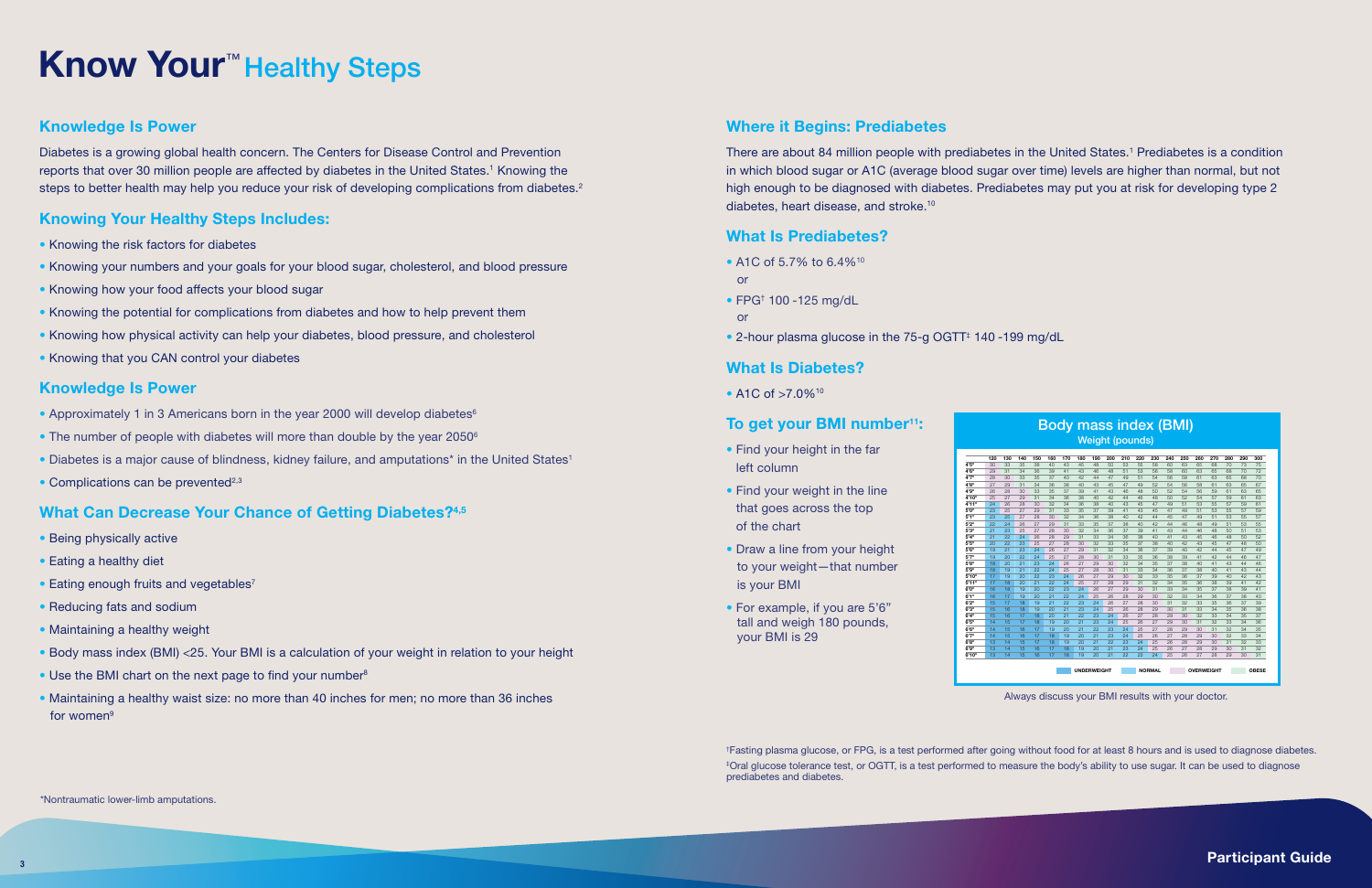# Know Your™ Healthy Steps

## Knowledge Is Power

Diabetes is a growing global health concern. The Centers for Disease Control and Prevention reports that over 30 million people are affected by diabetes in the United States.[1] Knowing the steps to better health may help you reduce your risk of developing complications from diabetes.[2]

## Knowing Your Healthy Steps Includes:

- Knowing the risk factors for diabetes
- Knowing your numbers and your goals for your blood sugar, cholesterol, and blood pressure
- Knowing how your food affects your blood sugar
- Knowing the potential for complications from diabetes and how to help prevent them
- Knowing how physical activity can help your diabetes, blood pressure, and cholesterol
- Knowing that you CAN control your diabetes

## Knowledge Is Power

- Approximately 1 in 3 Americans born in the year 2000 will develop diabetes[6]
- The number of people with diabetes will more than double by the year 2050[6]
- Diabetes is a major cause of blindness, kidney failure, and amputations* in the United States[1]
- Complications can be prevented[2,3]

## What Can Decrease Your Chance of Getting Diabetes?[4,5]

- Being physically active
- Eating a healthy diet
- Eating enough fruits and vegetables[7]
- Reducing fats and sodium
- Maintaining a healthy weight
- Body mass index (BMI) <25. Your BMI is a calculation of your weight in relation to your height
- Use the BMI chart on the next page to find your number[8]
- Maintaining a healthy waist size: no more than 40 inches for men; no more than 36 inches for women[9]

*Nontraumatic lower-limb amputations.

## Where it Begins: Prediabetes

There are about 84 million people with prediabetes in the United States.[1] Prediabetes is a condition in which blood sugar or A1C (average blood sugar over time) levels are higher than normal, but not high enough to be diagnosed with diabetes. Prediabetes may put you at risk for developing type 2 diabetes, heart disease, and stroke.[10]

## What Is Prediabetes?

- A1C of 5.7% to 6.4%[10]

  or
- FPG† 100 -125 mg/dL

  or
- 2-hour plasma glucose in the 75-g OGTT‡ 140 -199 mg/dL

## What Is Diabetes?

- A1C of >7.0%[10]

## To get your BMI number[11]:

- Find your height in the far left column
- Find your weight in the line that goes across the top of the chart
- Draw a line from your height to your weight—that number is your BMI
- For example, if you are 5'6" tall and weigh 180 pounds, your BMI is 29

**Body mass index (BMI)**
Weight (pounds)

| | 120 | 130 | 140 | 150 | 160 | 170 | 180 | 190 | 200 | 210 | 220 | 230 | 240 | 250 | 260 | 270 | 280 | 290 | 300 |
|---|---|---|---|---|---|---|---|---|---|---|---|---|---|---|---|---|---|---|---|
| 4'5" | 30 | 33 | 35 | 38 | 40 | 43 | 45 | 48 | 50 | 53 | 55 | 58 | 60 | 63 | 65 | 68 | 70 | 73 | 75 |
| 4'6" | 29 | 31 | 34 | 36 | 39 | 41 | 43 | 46 | 48 | 51 | 53 | 55 | 58 | 60 | 63 | 65 | 68 | 70 | 72 |
| 4'7" | 28 | 30 | 33 | 35 | 37 | 40 | 42 | 44 | 46 | 49 | 51 | 53 | 56 | 58 | 60 | 63 | 65 | 67 | 70 |
| 4'8" | 27 | 29 | 31 | 34 | 36 | 38 | 40 | 43 | 45 | 47 | 49 | 52 | 54 | 56 | 58 | 61 | 63 | 65 | 67 |
| 4'9" | 26 | 28 | 30 | 32 | 35 | 37 | 39 | 41 | 43 | 45 | 48 | 50 | 52 | 54 | 56 | 58 | 61 | 63 | 65 |
| 4'10" | 25 | 27 | 29 | 31 | 33 | 36 | 38 | 40 | 42 | 44 | 46 | 48 | 50 | 52 | 54 | 56 | 59 | 61 | 63 |
| 4'11" | 24 | 26 | 28 | 30 | 32 | 34 | 36 | 38 | 40 | 42 | 44 | 46 | 48 | 50 | 53 | 55 | 57 | 59 | 61 |
| 5'0" | 23 | 25 | 27 | 29 | 31 | 33 | 35 | 37 | 39 | 41 | 43 | 45 | 47 | 49 | 51 | 53 | 55 | 57 | 59 |
| 5'1" | 23 | 25 | 26 | 28 | 30 | 32 | 34 | 36 | 38 | 40 | 42 | 43 | 45 | 47 | 49 | 51 | 53 | 55 | 57 |
| 5'2" | 22 | 24 | 26 | 27 | 29 | 31 | 33 | 35 | 37 | 38 | 40 | 42 | 44 | 46 | 48 | 49 | 51 | 53 | 55 |
| 5'3" | 21 | 23 | 25 | 27 | 28 | 30 | 32 | 34 | 35 | 37 | 39 | 41 | 43 | 44 | 46 | 48 | 50 | 51 | 53 |
| 5'4" | 21 | 22 | 24 | 26 | 27 | 29 | 31 | 33 | 34 | 36 | 38 | 39 | 41 | 43 | 45 | 46 | 48 | 50 | 51 |
| 5'5" | 20 | 22 | 23 | 25 | 27 | 28 | 30 | 32 | 33 | 35 | 37 | 38 | 40 | 42 | 43 | 45 | 47 | 48 | 50 |
| 5'6" | 19 | 21 | 23 | 24 | 26 | 27 | 29 | 31 | 32 | 34 | 36 | 37 | 39 | 40 | 42 | 44 | 45 | 47 | 48 |
| 5'7" | 19 | 20 | 22 | 23 | 25 | 27 | 28 | 30 | 31 | 33 | 34 | 36 | 38 | 39 | 41 | 42 | 44 | 45 | 47 |
| 5'8" | 18 | 20 | 21 | 23 | 24 | 26 | 27 | 29 | 30 | 32 | 33 | 35 | 36 | 38 | 40 | 41 | 43 | 44 | 46 |
| 5'9" | 18 | 19 | 21 | 22 | 24 | 25 | 27 | 28 | 30 | 31 | 32 | 34 | 35 | 37 | 38 | 40 | 41 | 43 | 44 |
| 5'10" | 17 | 19 | 20 | 22 | 23 | 24 | 26 | 27 | 29 | 30 | 32 | 33 | 34 | 36 | 37 | 39 | 40 | 42 | 43 |
| 5'11" | 17 | 18 | 20 | 21 | 22 | 24 | 25 | 26 | 28 | 29 | 31 | 32 | 33 | 35 | 36 | 38 | 39 | 40 | 42 |
| 6'0" | 16 | 18 | 19 | 20 | 22 | 23 | 24 | 26 | 27 | 28 | 30 | 31 | 33 | 34 | 35 | 37 | 38 | 39 | 41 |
| 6'1" | 16 | 17 | 18 | 20 | 21 | 22 | 24 | 25 | 26 | 28 | 29 | 30 | 32 | 33 | 34 | 36 | 37 | 38 | 40 |
| 6'2" | 15 | 17 | 18 | 19 | 21 | 22 | 23 | 24 | 26 | 27 | 28 | 30 | 31 | 32 | 33 | 35 | 36 | 37 | 39 |
| 6'3" | 15 | 16 | 17 | 19 | 20 | 21 | 22 | 24 | 25 | 26 | 27 | 29 | 30 | 31 | 32 | 34 | 35 | 36 | 37 |
| 6'4" | 15 | 16 | 17 | 18 | 19 | 21 | 22 | 23 | 24 | 26 | 27 | 28 | 29 | 30 | 32 | 33 | 34 | 35 | 37 |
| 6'5" | 14 | 15 | 17 | 18 | 19 | 20 | 21 | 23 | 24 | 25 | 26 | 27 | 28 | 30 | 31 | 32 | 33 | 34 | 36 |
| 6'6" | 14 | 15 | 16 | 17 | 18 | 20 | 21 | 22 | 23 | 24 | 25 | 27 | 28 | 29 | 30 | 31 | 32 | 34 | 35 |
| 6'7" | 14 | 15 | 16 | 17 | 18 | 19 | 20 | 21 | 23 | 24 | 25 | 26 | 27 | 28 | 29 | 30 | 32 | 33 | 34 |
| 6'8" | 13 | 14 | 15 | 16 | 18 | 19 | 20 | 21 | 22 | 23 | 24 | 25 | 26 | 27 | 29 | 30 | 31 | 32 | 33 |
| 6'9" | 13 | 14 | 15 | 16 | 17 | 18 | 19 | 20 | 21 | 23 | 24 | 25 | 26 | 27 | 28 | 29 | 30 | 31 | 32 |
| 6'10" | 13 | 14 | 15 | 16 | 17 | 18 | 19 | 20 | 21 | 22 | 23 | 24 | 25 | 26 | 27 | 28 | 29 | 30 | 31 |

UNDERWEIGHT | NORMAL | OVERWEIGHT | OBESE

Always discuss your BMI results with your doctor.

†Fasting plasma glucose, or FPG, is a test performed after going without food for at least 8 hours and is used to diagnose diabetes.
‡Oral glucose tolerance test, or OGTT, is a test performed to measure the body's ability to use sugar. It can be used to diagnose prediabetes and diabetes.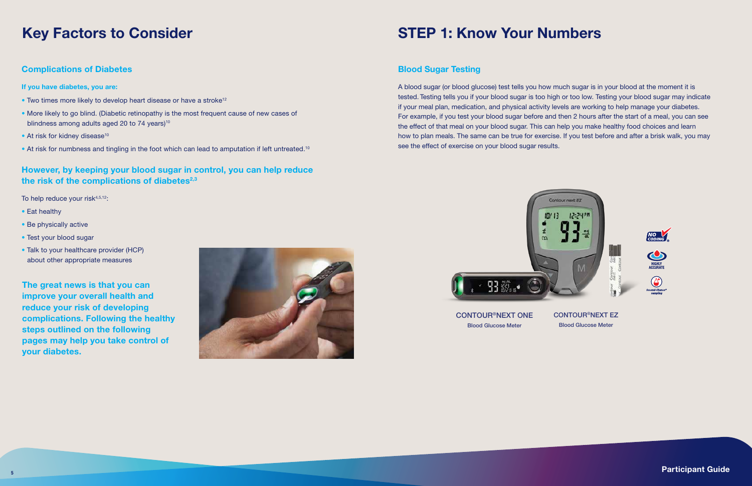# Key Factors to Consider

## Complications of Diabetes

**If you have diabetes, you are:**

- Two times more likely to develop heart disease or have a stroke[12]
- More likely to go blind. (Diabetic retinopathy is the most frequent cause of new cases of blindness among adults aged 20 to 74 years)[10]
- At risk for kidney disease[10]
- At risk for numbness and tingling in the foot which can lead to amputation if left untreated.[10]

## However, by keeping your blood sugar in control, you can help reduce the risk of the complications of diabetes[2,3]

To help reduce your risk[4,5,12]:

- Eat healthy
- Be physically active
- Test your blood sugar
- Talk to your healthcare provider (HCP) about other appropriate measures

**The great news is that you can improve your overall health and reduce your risk of developing complications. Following the healthy steps outlined on the following pages may help you take control of your diabetes.**

# STEP 1: Know Your Numbers

## Blood Sugar Testing

A blood sugar (or blood glucose) test tells you how much sugar is in your blood at the moment it is tested. Testing tells you if your blood sugar is too high or too low. Testing your blood sugar may indicate if your meal plan, medication, and physical activity levels are working to help manage your diabetes. For example, if you test your blood sugar before and then 2 hours after the start of a meal, you can see the effect of that meal on your blood sugar. This can help you make healthy food choices and learn how to plan meals. The same can be true for exercise. If you test before and after a brisk walk, you may see the effect of exercise on your blood sugar results.

CONTOUR®NEXT ONE
Blood Glucose Meter

CONTOUR®NEXT EZ
Blood Glucose Meter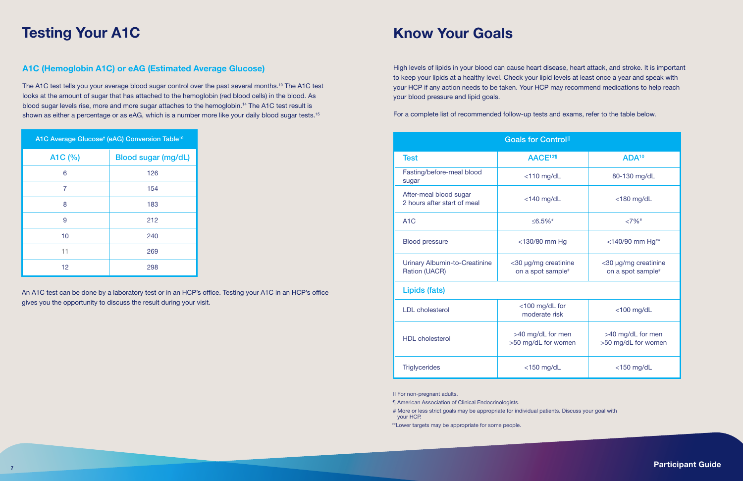# Testing Your A1C

## A1C (Hemoglobin A1C) or eAG (Estimated Average Glucose)

The A1C test tells you your average blood sugar control over the past several months.[10] The A1C test looks at the amount of sugar that has attached to the hemoglobin (red blood cells) in the blood. As blood sugar levels rise, more and more sugar attaches to the hemoglobin.[14] The A1C test result is shown as either a percentage or as eAG, which is a number more like your daily blood sugar tests.[15]

| A1C Average Glucose† (eAG) Conversion Table[10] | |
|---|---|
| **A1C (%)** | **Blood sugar (mg/dL)** |
| 6 | 126 |
| 7 | 154 |
| 8 | 183 |
| 9 | 212 |
| 10 | 240 |
| 11 | 269 |
| 12 | 298 |

An A1C test can be done by a laboratory test or in an HCP's office. Testing your A1C in an HCP's office gives you the opportunity to discuss the result during your visit.

# Know Your Goals

High levels of lipids in your blood can cause heart disease, heart attack, and stroke. It is important to keep your lipids at a healthy level. Check your lipid levels at least once a year and speak with your HCP if any action needs to be taken. Your HCP may recommend medications to help reach your blood pressure and lipid goals.

For a complete list of recommended follow-up tests and exams, refer to the table below.

| Goals for Control‖ | | |
|---|---|---|
| **Test** | **AACE[13¶]** | **ADA[10]** |
| Fasting/before-meal blood sugar | <110 mg/dL | 80-130 mg/dL |
| After-meal blood sugar 2 hours after start of meal | <140 mg/dL | <180 mg/dL |
| A1C | ≤6.5%# | <7%# |
| Blood pressure | <130/80 mm Hg | <140/90 mm Hg** |
| Urinary Albumin-to-Creatinine Ration (UACR) | <30 µg/mg creatinine on a spot sample# | <30 µg/mg creatinine on a spot sample# |
| **Lipids (fats)** | | |
| LDL cholesterol | <100 mg/dL for moderate risk | <100 mg/dL |
| HDL cholesterol | >40 mg/dL for men >50 mg/dL for women | >40 mg/dL for men >50 mg/dL for women |
| Triglycerides | <150 mg/dL | <150 mg/dL |

‖ For non-pregnant adults.

¶ American Association of Clinical Endocrinologists.

# More or less strict goals may be appropriate for individual patients. Discuss your goal with your HCP.

**Lower targets may be appropriate for some people.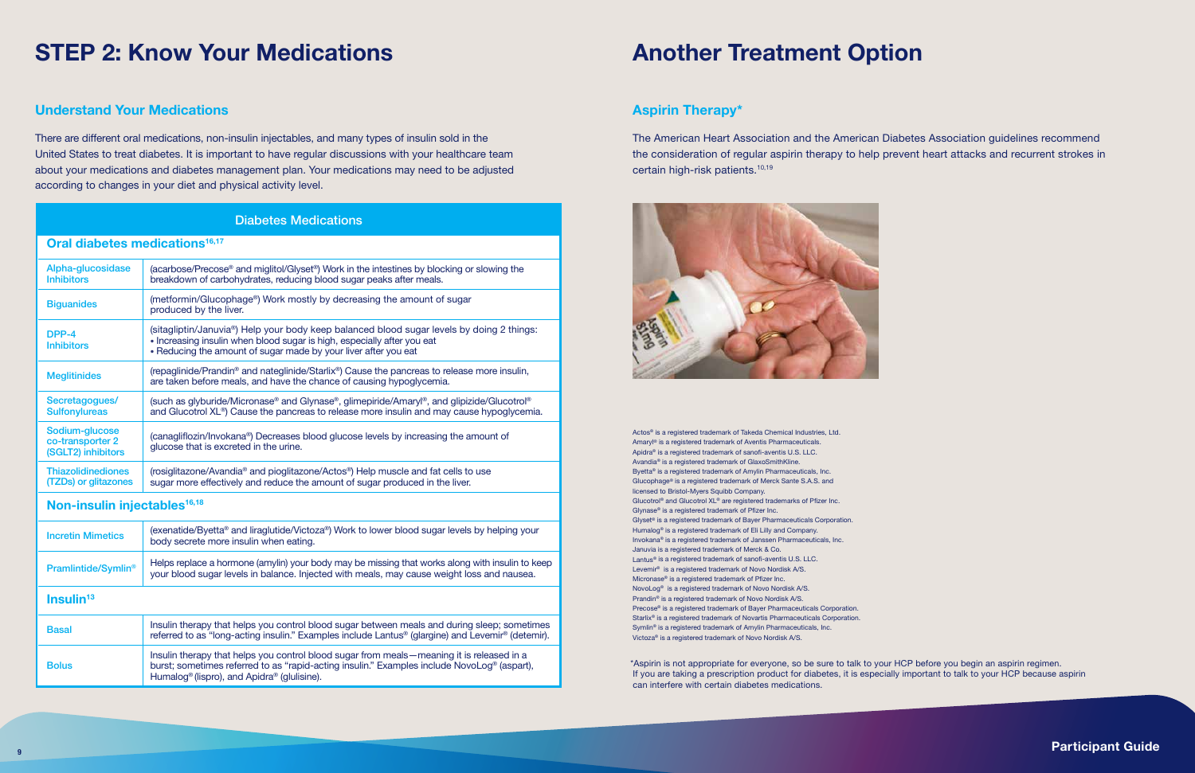# STEP 2: Know Your Medications

## Understand Your Medications

There are different oral medications, non-insulin injectables, and many types of insulin sold in the United States to treat diabetes. It is important to have regular discussions with your healthcare team about your medications and diabetes management plan. Your medications may need to be adjusted according to changes in your diet and physical activity level.

| Diabetes Medications | |
|---|---|
| **Oral diabetes medications[16,17]** | |
| Alpha-glucosidase Inhibitors | (acarbose/Precose® and miglitol/Glyset®) Work in the intestines by blocking or slowing the breakdown of carbohydrates, reducing blood sugar peaks after meals. |
| Biguanides | (metformin/Glucophage®) Work mostly by decreasing the amount of sugar produced by the liver. |
| DPP-4 Inhibitors | (sitagliptin/Januvia®) Help your body keep balanced blood sugar levels by doing 2 things: • Increasing insulin when blood sugar is high, especially after you eat • Reducing the amount of sugar made by your liver after you eat |
| Meglitinides | (repaglinide/Prandin® and nateglinide/Starlix®) Cause the pancreas to release more insulin, are taken before meals, and have the chance of causing hypoglycemia. |
| Secretagogues/ Sulfonylureas | (such as glyburide/Micronase® and Glynase®, glimepiride/Amaryl®, and glipizide/Glucotrol® and Glucotrol XL®) Cause the pancreas to release more insulin and may cause hypoglycemia. |
| Sodium-glucose co-transporter 2 (SGLT2) inhibitors | (canagliflozin/Invokana®) Decreases blood glucose levels by increasing the amount of glucose that is excreted in the urine. |
| Thiazolidinediones (TZDs) or glitazones | (rosiglitazone/Avandia® and pioglitazone/Actos®) Help muscle and fat cells to use sugar more effectively and reduce the amount of sugar produced in the liver. |
| **Non-insulin injectables[16,18]** | |
| Incretin Mimetics | (exenatide/Byetta® and liraglutide/Victoza®) Work to lower blood sugar levels by helping your body secrete more insulin when eating. |
| Pramlintide/Symlin® | Helps replace a hormone (amylin) your body may be missing that works along with insulin to keep your blood sugar levels in balance. Injected with meals, may cause weight loss and nausea. |
| **Insulin[13]** | |
| Basal | Insulin therapy that helps you control blood sugar between meals and during sleep; sometimes referred to as "long-acting insulin." Examples include Lantus® (glargine) and Levemir® (detemir). |
| Bolus | Insulin therapy that helps you control blood sugar from meals—meaning it is released in a burst; sometimes referred to as "rapid-acting insulin." Examples include NovoLog® (aspart), Humalog® (lispro), and Apidra® (glulisine). |

# Another Treatment Option

## Aspirin Therapy*

The American Heart Association and the American Diabetes Association guidelines recommend the consideration of regular aspirin therapy to help prevent heart attacks and recurrent strokes in certain high-risk patients.[10,19]

Actos® is a registered trademark of Takeda Chemical Industries, Ltd.
Amaryl® is a registered trademark of Aventis Pharmaceuticals.
Apidra® is a registered trademark of sanofi-aventis U.S. LLC.
Avandia® is a registered trademark of GlaxoSmithKline.
Byetta® is a registered trademark of Amylin Pharmaceuticals, Inc.
Glucophage® is a registered trademark of Merck Sante S.A.S. and licensed to Bristol-Myers Squibb Company.
Glucotrol® and Glucotrol XL® are registered trademarks of Pfizer Inc.
Glynase® is a registered trademark of Pfizer Inc.
Glyset® is a registered trademark of Bayer Pharmaceuticals Corporation.
Humalog® is a registered trademark of Eli Lilly and Company.
Invokana® is a registered trademark of Janssen Pharmaceuticals, Inc.
Januvia is a registered trademark of Merck & Co.
Lantus® is a registered trademark of sanofi-aventis U.S. LLC.
Levemir® is a registered trademark of Novo Nordisk A/S.
Micronase® is a registered trademark of Pfizer Inc.
NovoLog® is a registered trademark of Novo Nordisk A/S.
Prandin® is a registered trademark of Novo Nordisk A/S.
Precose® is a registered trademark of Bayer Pharmaceuticals Corporation.
Starlix® is a registered trademark of Novartis Pharmaceuticals Corporation.
Symlin® is a registered trademark of Amylin Pharmaceuticals, Inc.
Victoza® is a registered trademark of Novo Nordisk A/S.

*Aspirin is not appropriate for everyone, so be sure to talk to your HCP before you begin an aspirin regimen. If you are taking a prescription product for diabetes, it is especially important to talk to your HCP because aspirin can interfere with certain diabetes medications.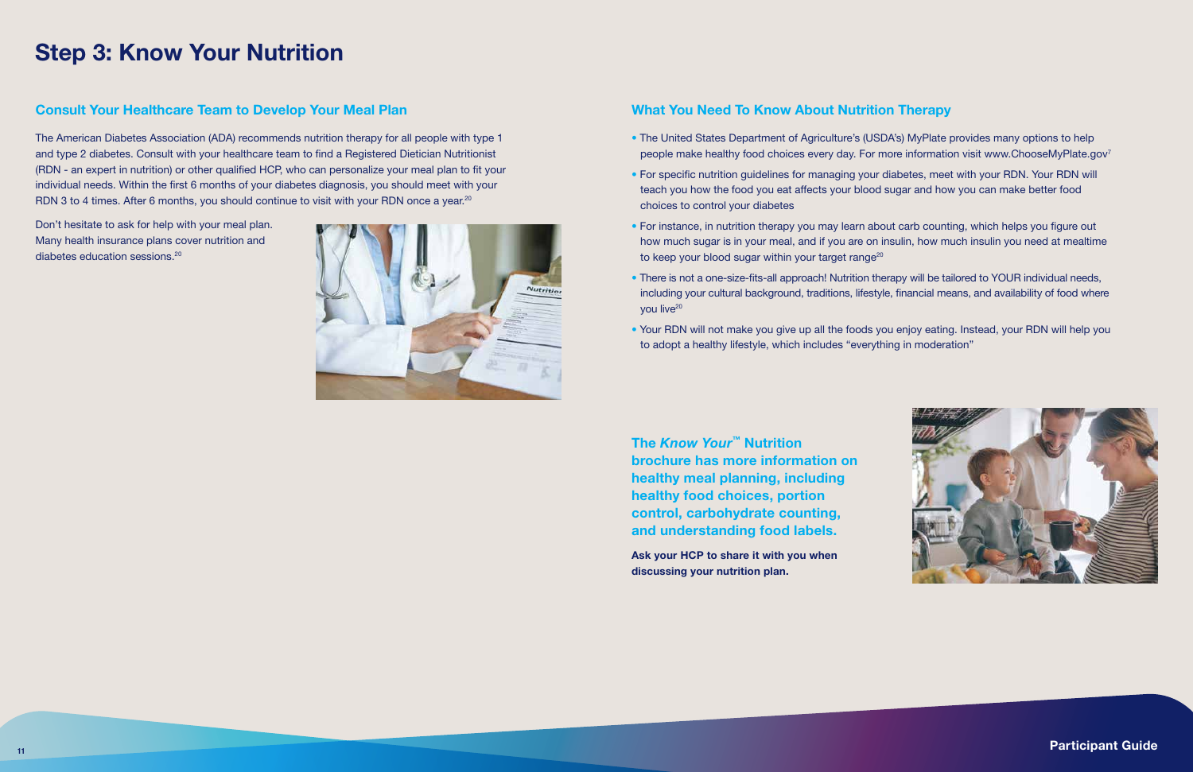# Step 3: Know Your Nutrition

## Consult Your Healthcare Team to Develop Your Meal Plan

The American Diabetes Association (ADA) recommends nutrition therapy for all people with type 1 and type 2 diabetes. Consult with your healthcare team to find a Registered Dietician Nutritionist (RDN - an expert in nutrition) or other qualified HCP, who can personalize your meal plan to fit your individual needs. Within the first 6 months of your diabetes diagnosis, you should meet with your RDN 3 to 4 times. After 6 months, you should continue to visit with your RDN once a year.[20]

Don't hesitate to ask for help with your meal plan. Many health insurance plans cover nutrition and diabetes education sessions.[20]

## What You Need To Know About Nutrition Therapy

- The United States Department of Agriculture's (USDA's) MyPlate provides many options to help people make healthy food choices every day. For more information visit www.ChooseMyPlate.gov[7]
- For specific nutrition guidelines for managing your diabetes, meet with your RDN. Your RDN will teach you how the food you eat affects your blood sugar and how you can make better food choices to control your diabetes
- For instance, in nutrition therapy you may learn about carb counting, which helps you figure out how much sugar is in your meal, and if you are on insulin, how much insulin you need at mealtime to keep your blood sugar within your target range[20]
- There is not a one-size-fits-all approach! Nutrition therapy will be tailored to YOUR individual needs, including your cultural background, traditions, lifestyle, financial means, and availability of food where you live[20]
- Your RDN will not make you give up all the foods you enjoy eating. Instead, your RDN will help you to adopt a healthy lifestyle, which includes "everything in moderation"

**The *Know Your*™ Nutrition brochure has more information on healthy meal planning, including healthy food choices, portion control, carbohydrate counting, and understanding food labels.**

**Ask your HCP to share it with you when discussing your nutrition plan.**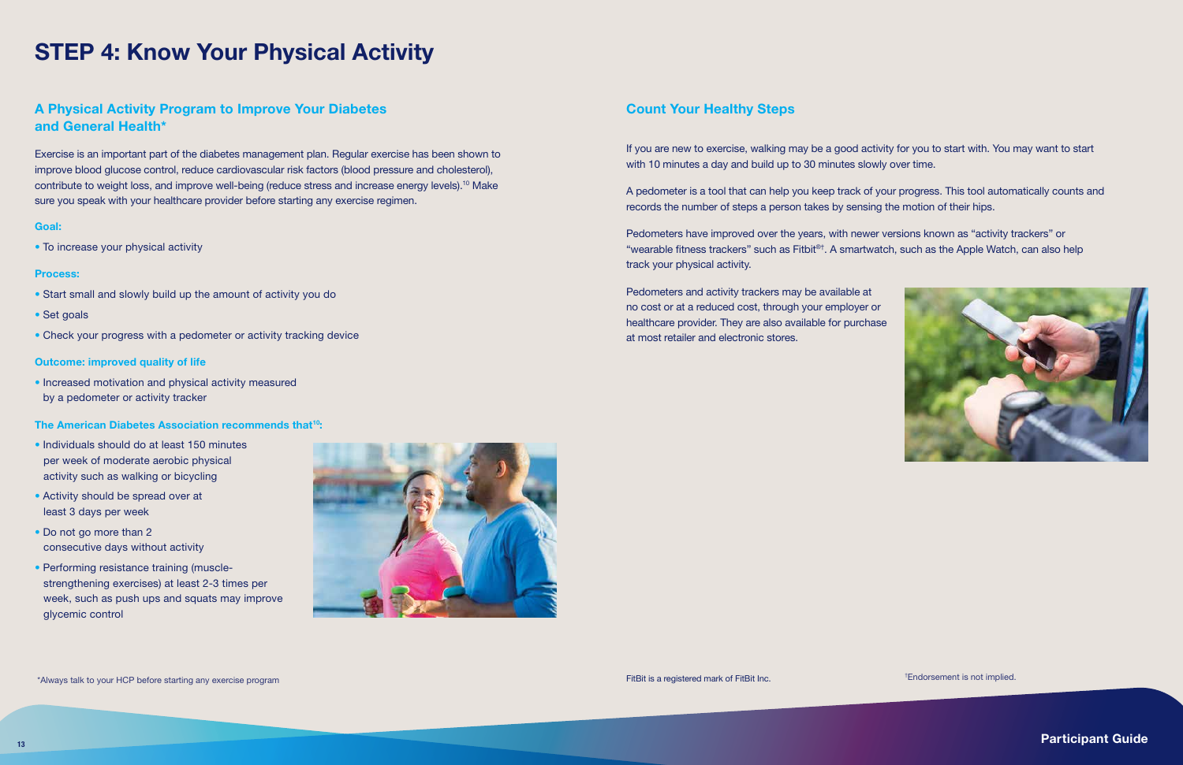# STEP 4: Know Your Physical Activity

## A Physical Activity Program to Improve Your Diabetes and General Health*

Exercise is an important part of the diabetes management plan. Regular exercise has been shown to improve blood glucose control, reduce cardiovascular risk factors (blood pressure and cholesterol), contribute to weight loss, and improve well-being (reduce stress and increase energy levels).[10] Make sure you speak with your healthcare provider before starting any exercise regimen.

**Goal:**

- To increase your physical activity

**Process:**

- Start small and slowly build up the amount of activity you do
- Set goals
- Check your progress with a pedometer or activity tracking device

**Outcome: improved quality of life**

- Increased motivation and physical activity measured by a pedometer or activity tracker

**The American Diabetes Association recommends that[10]:**

- Individuals should do at least 150 minutes per week of moderate aerobic physical activity such as walking or bicycling
- Activity should be spread over at least 3 days per week
- Do not go more than 2 consecutive days without activity
- Performing resistance training (muscle-strengthening exercises) at least 2-3 times per week, such as push ups and squats may improve glycemic control

*Always talk to your HCP before starting any exercise program

## Count Your Healthy Steps

If you are new to exercise, walking may be a good activity for you to start with. You may want to start with 10 minutes a day and build up to 30 minutes slowly over time.

A pedometer is a tool that can help you keep track of your progress. This tool automatically counts and records the number of steps a person takes by sensing the motion of their hips.

Pedometers have improved over the years, with newer versions known as "activity trackers" or "wearable fitness trackers" such as Fitbit®†. A smartwatch, such as the Apple Watch, can also help track your physical activity.

Pedometers and activity trackers may be available at no cost or at a reduced cost, through your employer or healthcare provider. They are also available for purchase at most retailer and electronic stores.

FitBit is a registered mark of FitBit Inc.

†Endorsement is not implied.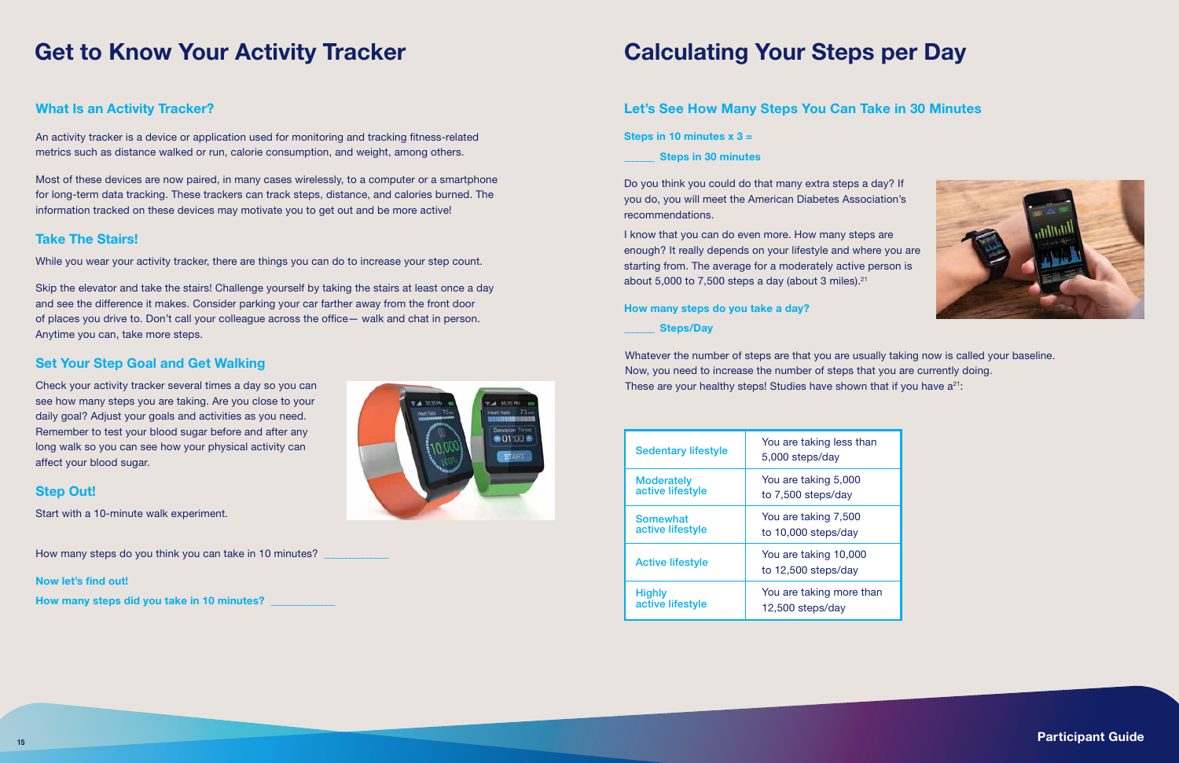# Get to Know Your Activity Tracker

## What Is an Activity Tracker?

An activity tracker is a device or application used for monitoring and tracking fitness-related metrics such as distance walked or run, calorie consumption, and weight, among others.

Most of these devices are now paired, in many cases wirelessly, to a computer or a smartphone for long-term data tracking. These trackers can track steps, distance, and calories burned. The information tracked on these devices may motivate you to get out and be more active!

## Take The Stairs!

While you wear your activity tracker, there are things you can do to increase your step count.

Skip the elevator and take the stairs! Challenge yourself by taking the stairs at least once a day and see the difference it makes. Consider parking your car farther away from the front door of places you drive to. Don't call your colleague across the office— walk and chat in person. Anytime you can, take more steps.

## Set Your Step Goal and Get Walking

Check your activity tracker several times a day so you can see how many steps you are taking. Are you close to your daily goal? Adjust your goals and activities as you need. Remember to test your blood sugar before and after any long walk so you can see how your physical activity can affect your blood sugar.

## Step Out!

Start with a 10-minute walk experiment.

How many steps do you think you can take in 10 minutes? ___________

**Now let's find out!**

**How many steps did you take in 10 minutes?** ___________

# Calculating Your Steps per Day

## Let's See How Many Steps You Can Take in 30 Minutes

**Steps in 10 minutes x 3 =**

_____ **Steps in 30 minutes**

Do you think you could do that many extra steps a day? If you do, you will meet the American Diabetes Association's recommendations.

I know that you can do even more. How many steps are enough? It really depends on your lifestyle and where you are starting from. The average for a moderately active person is about 5,000 to 7,500 steps a day (about 3 miles).[21]

**How many steps do you take a day?**

_____ **Steps/Day**

Whatever the number of steps are that you are usually taking now is called your baseline. Now, you need to increase the number of steps that you are currently doing. These are your healthy steps! Studies have shown that if you have a[21]:

| | |
|---|---|
| Sedentary lifestyle | You are taking less than 5,000 steps/day |
| Moderately active lifestyle | You are taking 5,000 to 7,500 steps/day |
| Somewhat active lifestyle | You are taking 7,500 to 10,000 steps/day |
| Active lifestyle | You are taking 10,000 to 12,500 steps/day |
| Highly active lifestyle | You are taking more than 12,500 steps/day |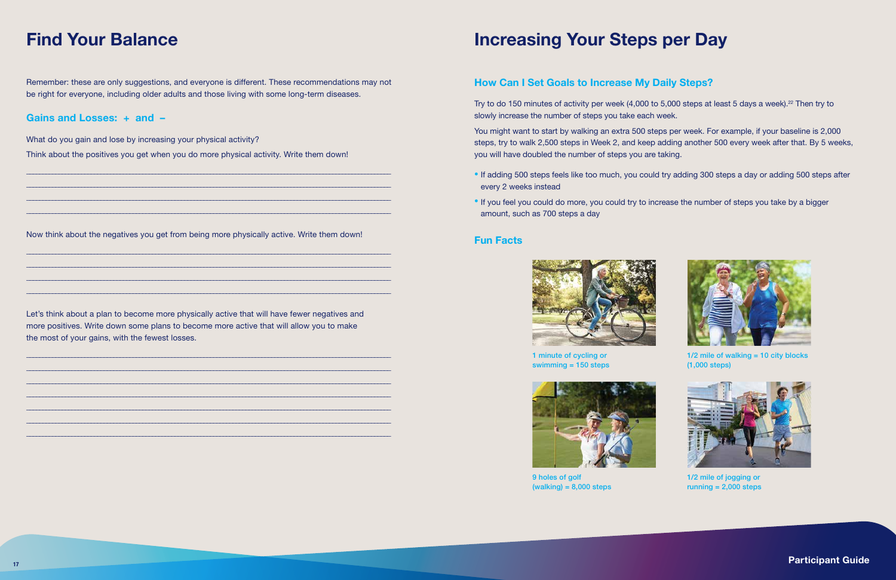# Find Your Balance

Remember: these are only suggestions, and everyone is different. These recommendations may not be right for everyone, including older adults and those living with some long-term diseases.

## Gains and Losses: + and –

What do you gain and lose by increasing your physical activity?

Think about the positives you get when you do more physical activity. Write them down!

\_\_\_\_\_\_\_\_\_\_\_\_\_\_\_\_\_\_\_\_\_\_\_\_\_\_\_\_\_\_\_\_\_\_\_\_\_\_\_\_\_\_\_\_\_\_\_\_\_\_\_\_\_\_\_\_\_\_\_\_\_\_\_\_\_\_

\_\_\_\_\_\_\_\_\_\_\_\_\_\_\_\_\_\_\_\_\_\_\_\_\_\_\_\_\_\_\_\_\_\_\_\_\_\_\_\_\_\_\_\_\_\_\_\_\_\_\_\_\_\_\_\_\_\_\_\_\_\_\_\_\_\_

\_\_\_\_\_\_\_\_\_\_\_\_\_\_\_\_\_\_\_\_\_\_\_\_\_\_\_\_\_\_\_\_\_\_\_\_\_\_\_\_\_\_\_\_\_\_\_\_\_\_\_\_\_\_\_\_\_\_\_\_\_\_\_\_\_\_

\_\_\_\_\_\_\_\_\_\_\_\_\_\_\_\_\_\_\_\_\_\_\_\_\_\_\_\_\_\_\_\_\_\_\_\_\_\_\_\_\_\_\_\_\_\_\_\_\_\_\_\_\_\_\_\_\_\_\_\_\_\_\_\_\_\_

Now think about the negatives you get from being more physically active. Write them down!

\_\_\_\_\_\_\_\_\_\_\_\_\_\_\_\_\_\_\_\_\_\_\_\_\_\_\_\_\_\_\_\_\_\_\_\_\_\_\_\_\_\_\_\_\_\_\_\_\_\_\_\_\_\_\_\_\_\_\_\_\_\_\_\_\_\_

\_\_\_\_\_\_\_\_\_\_\_\_\_\_\_\_\_\_\_\_\_\_\_\_\_\_\_\_\_\_\_\_\_\_\_\_\_\_\_\_\_\_\_\_\_\_\_\_\_\_\_\_\_\_\_\_\_\_\_\_\_\_\_\_\_\_

\_\_\_\_\_\_\_\_\_\_\_\_\_\_\_\_\_\_\_\_\_\_\_\_\_\_\_\_\_\_\_\_\_\_\_\_\_\_\_\_\_\_\_\_\_\_\_\_\_\_\_\_\_\_\_\_\_\_\_\_\_\_\_\_\_\_

\_\_\_\_\_\_\_\_\_\_\_\_\_\_\_\_\_\_\_\_\_\_\_\_\_\_\_\_\_\_\_\_\_\_\_\_\_\_\_\_\_\_\_\_\_\_\_\_\_\_\_\_\_\_\_\_\_\_\_\_\_\_\_\_\_\_

Let's think about a plan to become more physically active that will have fewer negatives and more positives. Write down some plans to become more active that will allow you to make the most of your gains, with the fewest losses.

\_\_\_\_\_\_\_\_\_\_\_\_\_\_\_\_\_\_\_\_\_\_\_\_\_\_\_\_\_\_\_\_\_\_\_\_\_\_\_\_\_\_\_\_\_\_\_\_\_\_\_\_\_\_\_\_\_\_\_\_\_\_\_\_\_\_

\_\_\_\_\_\_\_\_\_\_\_\_\_\_\_\_\_\_\_\_\_\_\_\_\_\_\_\_\_\_\_\_\_\_\_\_\_\_\_\_\_\_\_\_\_\_\_\_\_\_\_\_\_\_\_\_\_\_\_\_\_\_\_\_\_\_

\_\_\_\_\_\_\_\_\_\_\_\_\_\_\_\_\_\_\_\_\_\_\_\_\_\_\_\_\_\_\_\_\_\_\_\_\_\_\_\_\_\_\_\_\_\_\_\_\_\_\_\_\_\_\_\_\_\_\_\_\_\_\_\_\_\_

\_\_\_\_\_\_\_\_\_\_\_\_\_\_\_\_\_\_\_\_\_\_\_\_\_\_\_\_\_\_\_\_\_\_\_\_\_\_\_\_\_\_\_\_\_\_\_\_\_\_\_\_\_\_\_\_\_\_\_\_\_\_\_\_\_\_

\_\_\_\_\_\_\_\_\_\_\_\_\_\_\_\_\_\_\_\_\_\_\_\_\_\_\_\_\_\_\_\_\_\_\_\_\_\_\_\_\_\_\_\_\_\_\_\_\_\_\_\_\_\_\_\_\_\_\_\_\_\_\_\_\_\_

\_\_\_\_\_\_\_\_\_\_\_\_\_\_\_\_\_\_\_\_\_\_\_\_\_\_\_\_\_\_\_\_\_\_\_\_\_\_\_\_\_\_\_\_\_\_\_\_\_\_\_\_\_\_\_\_\_\_\_\_\_\_\_\_\_\_

\_\_\_\_\_\_\_\_\_\_\_\_\_\_\_\_\_\_\_\_\_\_\_\_\_\_\_\_\_\_\_\_\_\_\_\_\_\_\_\_\_\_\_\_\_\_\_\_\_\_\_\_\_\_\_\_\_\_\_\_\_\_\_\_\_\_

# Increasing Your Steps per Day

## How Can I Set Goals to Increase My Daily Steps?

Try to do 150 minutes of activity per week (4,000 to 5,000 steps at least 5 days a week).[22] Then try to slowly increase the number of steps you take each week.

You might want to start by walking an extra 500 steps per week. For example, if your baseline is 2,000 steps, try to walk 2,500 steps in Week 2, and keep adding another 500 every week after that. By 5 weeks, you will have doubled the number of steps you are taking.

- If adding 500 steps feels like too much, you could try adding 300 steps a day or adding 500 steps after every 2 weeks instead
- If you feel you could do more, you could try to increase the number of steps you take by a bigger amount, such as 700 steps a day

## Fun Facts

1 minute of cycling or swimming = 150 steps

1/2 mile of walking = 10 city blocks (1,000 steps)

9 holes of golf (walking) = 8,000 steps

1/2 mile of jogging or running = 2,000 steps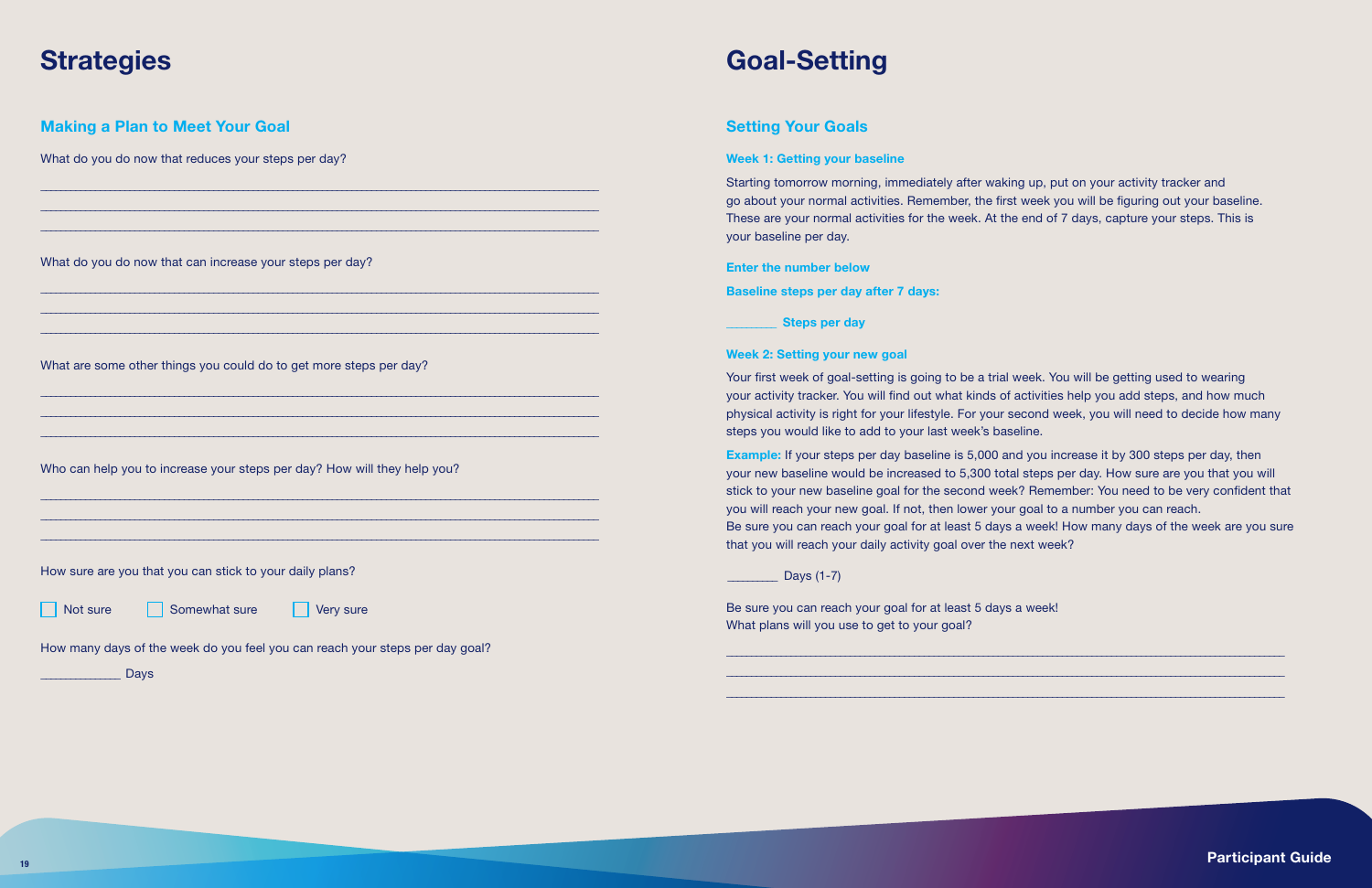# Strategies

## Making a Plan to Meet Your Goal

What do you do now that reduces your steps per day?

___________________________________________________________________________

___________________________________________________________________________

___________________________________________________________________________

What do you do now that can increase your steps per day?

___________________________________________________________________________

___________________________________________________________________________

___________________________________________________________________________

What are some other things you could do to get more steps per day?

___________________________________________________________________________

___________________________________________________________________________

___________________________________________________________________________

Who can help you to increase your steps per day? How will they help you?

___________________________________________________________________________

___________________________________________________________________________

___________________________________________________________________________

How sure are you that you can stick to your daily plans?

☐ Not sure ☐ Somewhat sure ☐ Very sure

How many days of the week do you feel you can reach your steps per day goal?

____________ Days

# Goal-Setting

## Setting Your Goals

### Week 1: Getting your baseline

Starting tomorrow morning, immediately after waking up, put on your activity tracker and go about your normal activities. Remember, the first week you will be figuring out your baseline. These are your normal activities for the week. At the end of 7 days, capture your steps. This is your baseline per day.

**Enter the number below**

**Baseline steps per day after 7 days:**

________ **Steps per day**

### Week 2: Setting your new goal

Your first week of goal-setting is going to be a trial week. You will be getting used to wearing your activity tracker. You will find out what kinds of activities help you add steps, and how much physical activity is right for your lifestyle. For your second week, you will need to decide how many steps you would like to add to your last week's baseline.

**Example:** If your steps per day baseline is 5,000 and you increase it by 300 steps per day, then your new baseline would be increased to 5,300 total steps per day. How sure are you that you will stick to your new baseline goal for the second week? Remember: You need to be very confident that you will reach your new goal. If not, then lower your goal to a number you can reach.
Be sure you can reach your goal for at least 5 days a week! How many days of the week are you sure that you will reach your daily activity goal over the next week?

________ Days (1-7)

Be sure you can reach your goal for at least 5 days a week!
What plans will you use to get to your goal?

___________________________________________________________________________

___________________________________________________________________________

___________________________________________________________________________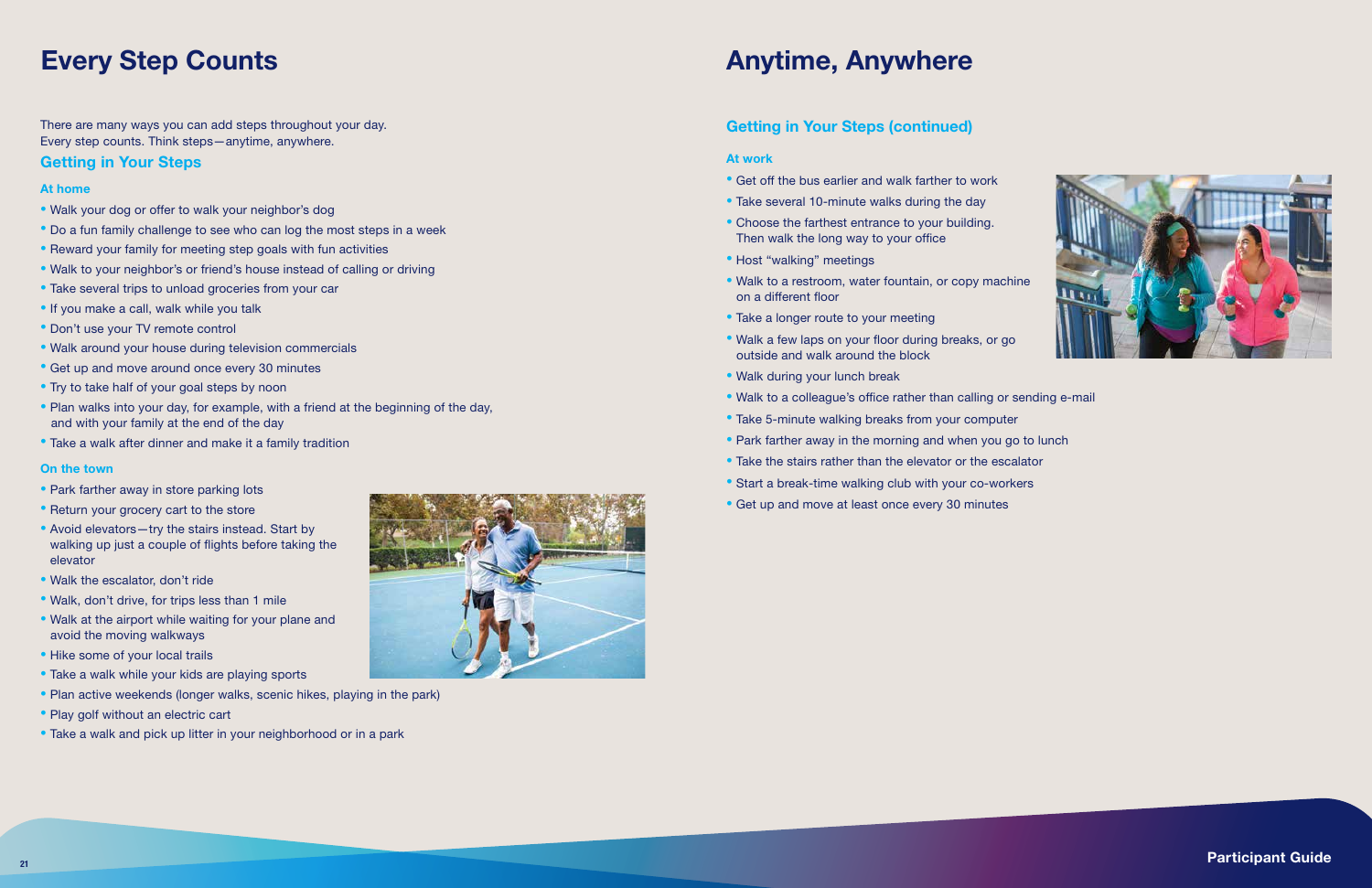# Every Step Counts

There are many ways you can add steps throughout your day.
Every step counts. Think steps—anytime, anywhere.

## Getting in Your Steps

### At home

- Walk your dog or offer to walk your neighbor's dog
- Do a fun family challenge to see who can log the most steps in a week
- Reward your family for meeting step goals with fun activities
- Walk to your neighbor's or friend's house instead of calling or driving
- Take several trips to unload groceries from your car
- If you make a call, walk while you talk
- Don't use your TV remote control
- Walk around your house during television commercials
- Get up and move around once every 30 minutes
- Try to take half of your goal steps by noon
- Plan walks into your day, for example, with a friend at the beginning of the day, and with your family at the end of the day
- Take a walk after dinner and make it a family tradition

### On the town

- Park farther away in store parking lots
- Return your grocery cart to the store
- Avoid elevators—try the stairs instead. Start by walking up just a couple of flights before taking the elevator
- Walk the escalator, don't ride
- Walk, don't drive, for trips less than 1 mile
- Walk at the airport while waiting for your plane and avoid the moving walkways
- Hike some of your local trails
- Take a walk while your kids are playing sports
- Plan active weekends (longer walks, scenic hikes, playing in the park)
- Play golf without an electric cart
- Take a walk and pick up litter in your neighborhood or in a park

# Anytime, Anywhere

## Getting in Your Steps (continued)

### At work

- Get off the bus earlier and walk farther to work
- Take several 10-minute walks during the day
- Choose the farthest entrance to your building. Then walk the long way to your office
- Host "walking" meetings
- Walk to a restroom, water fountain, or copy machine on a different floor
- Take a longer route to your meeting
- Walk a few laps on your floor during breaks, or go outside and walk around the block
- Walk during your lunch break
- Walk to a colleague's office rather than calling or sending e-mail
- Take 5-minute walking breaks from your computer
- Park farther away in the morning and when you go to lunch
- Take the stairs rather than the elevator or the escalator
- Start a break-time walking club with your co-workers
- Get up and move at least once every 30 minutes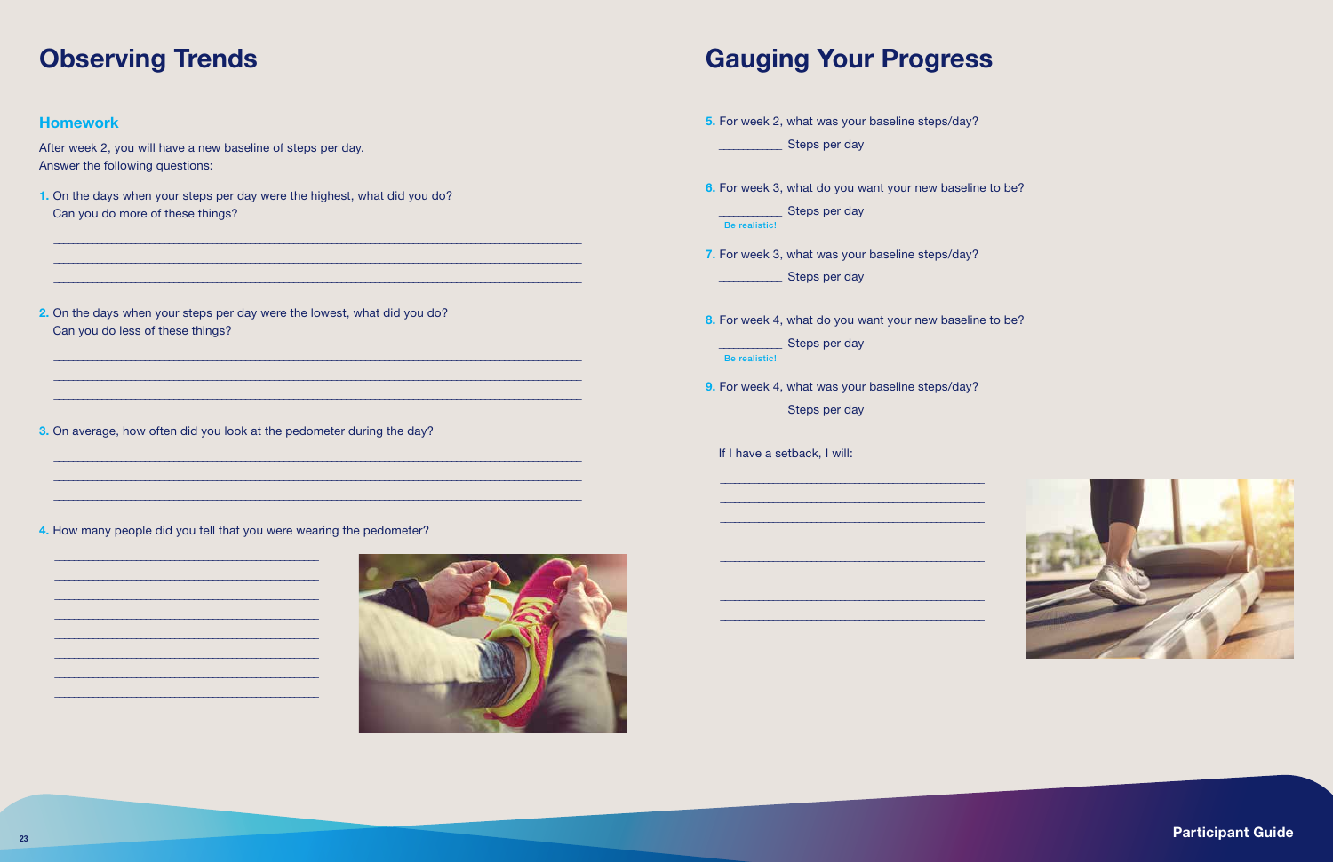# Observing Trends

## Homework

After week 2, you will have a new baseline of steps per day.
Answer the following questions:

1. On the days when your steps per day were the highest, what did you do? Can you do more of these things?

_______________________________________________

_______________________________________________

_______________________________________________

2. On the days when your steps per day were the lowest, what did you do? Can you do less of these things?

_______________________________________________

_______________________________________________

_______________________________________________

3. On average, how often did you look at the pedometer during the day?

_______________________________________________

_______________________________________________

_______________________________________________

4. How many people did you tell that you were wearing the pedometer?

_______________________________

_______________________________

_______________________________

_______________________________

_______________________________

_______________________________

_______________________________

_______________________________

# Gauging Your Progress

5. For week 2, what was your baseline steps/day?

__________ Steps per day

6. For week 3, what do you want your new baseline to be?

__________ Steps per day

Be realistic!

7. For week 3, what was your baseline steps/day?

__________ Steps per day

8. For week 4, what do you want your new baseline to be?

__________ Steps per day

Be realistic!

9. For week 4, what was your baseline steps/day?

__________ Steps per day

If I have a setback, I will:

_______________________________

_______________________________

_______________________________

_______________________________

_______________________________

_______________________________

_______________________________

_______________________________